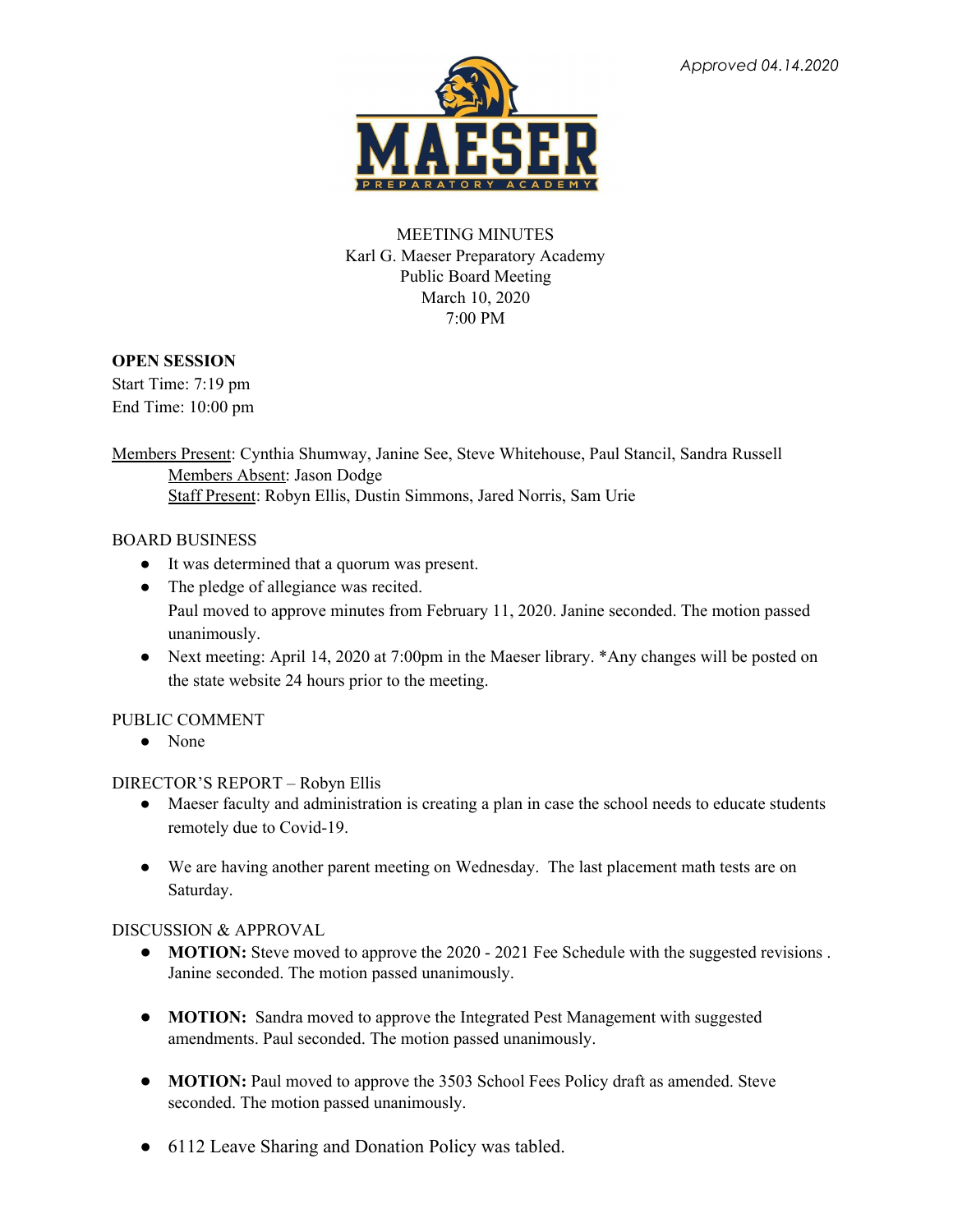*Approved 04.14.2020*

MEETING MINUTES
Karl G. Maeser Preparatory Academy
Public Board Meeting
March 10, 2020
7:00 PM

**OPEN SESSION**
Start Time: 7:19 pm
End Time: 10:00 pm

Members Present: Cynthia Shumway, Janine See, Steve Whitehouse, Paul Stancil, Sandra Russell
Members Absent: Jason Dodge
Staff Present: Robyn Ellis, Dustin Simmons, Jared Norris, Sam Urie

BOARD BUSINESS

- It was determined that a quorum was present.
- The pledge of allegiance was recited.
  Paul moved to approve minutes from February 11, 2020. Janine seconded. The motion passed unanimously.
- Next meeting: April 14, 2020 at 7:00pm in the Maeser library. *Any changes will be posted on the state website 24 hours prior to the meeting.

PUBLIC COMMENT

- None

DIRECTOR'S REPORT – Robyn Ellis

- Maeser faculty and administration is creating a plan in case the school needs to educate students remotely due to Covid-19.
- We are having another parent meeting on Wednesday. The last placement math tests are on Saturday.

DISCUSSION & APPROVAL

- **MOTION:** Steve moved to approve the 2020 - 2021 Fee Schedule with the suggested revisions . Janine seconded. The motion passed unanimously.
- **MOTION:** Sandra moved to approve the Integrated Pest Management with suggested amendments. Paul seconded. The motion passed unanimously.
- **MOTION:** Paul moved to approve the 3503 School Fees Policy draft as amended. Steve seconded. The motion passed unanimously.
- 6112 Leave Sharing and Donation Policy was tabled.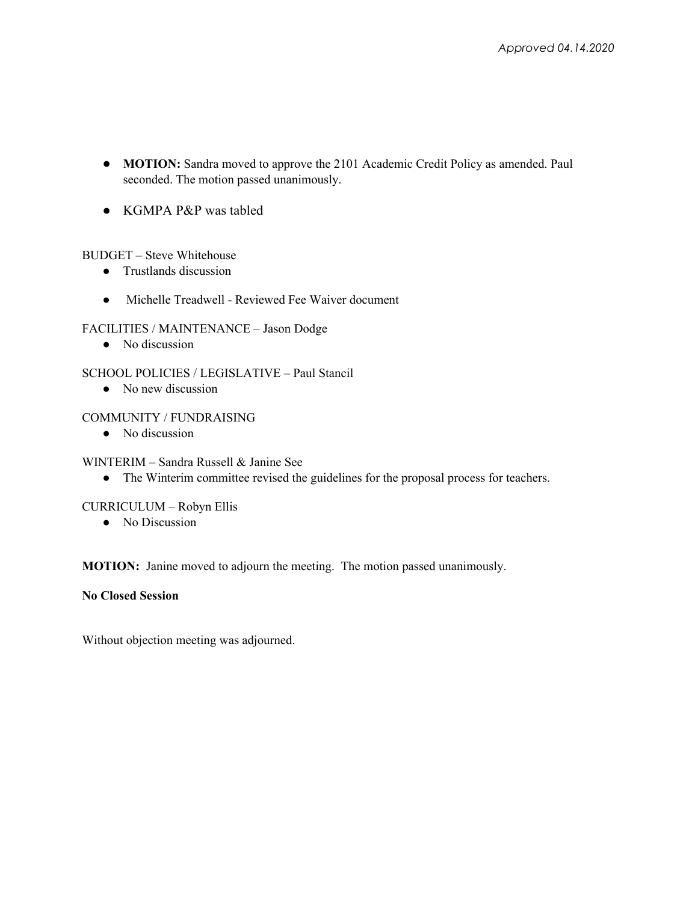*Approved 04.14.2020*

- **MOTION:** Sandra moved to approve the 2101 Academic Credit Policy as amended. Paul seconded. The motion passed unanimously.
- KGMPA P&P was tabled

BUDGET – Steve Whitehouse

- Trustlands discussion
- Michelle Treadwell - Reviewed Fee Waiver document

FACILITIES / MAINTENANCE – Jason Dodge

- No discussion

SCHOOL POLICIES / LEGISLATIVE – Paul Stancil

- No new discussion

COMMUNITY / FUNDRAISING

- No discussion

WINTERIM – Sandra Russell & Janine See

- The Winterim committee revised the guidelines for the proposal process for teachers.

CURRICULUM – Robyn Ellis

- No Discussion

**MOTION:** Janine moved to adjourn the meeting. The motion passed unanimously.

**No Closed Session**

Without objection meeting was adjourned.